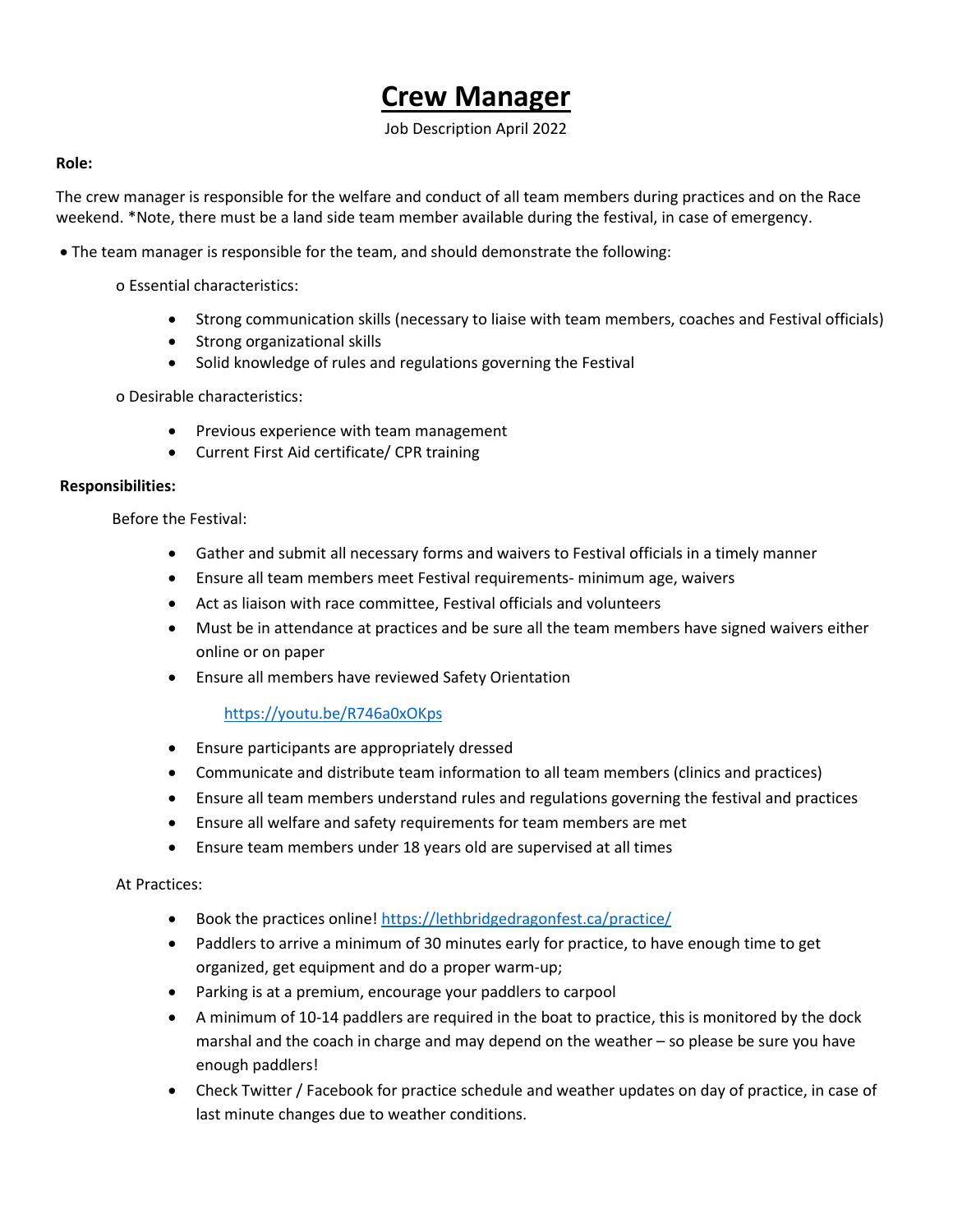# Crew Manager

Job Description April 2022

**Role:**

The crew manager is responsible for the welfare and conduct of all team members during practices and on the Race weekend. *Note, there must be a land side team member available during the festival, in case of emergency.

- The team manager is responsible for the team, and should demonstrate the following:
  - Essential characteristics:
    - Strong communication skills (necessary to liaise with team members, coaches and Festival officials)
    - Strong organizational skills
    - Solid knowledge of rules and regulations governing the Festival
  - Desirable characteristics:
    - Previous experience with team management
    - Current First Aid certificate/ CPR training

**Responsibilities:**

Before the Festival:

- Gather and submit all necessary forms and waivers to Festival officials in a timely manner
- Ensure all team members meet Festival requirements- minimum age, waivers
- Act as liaison with race committee, Festival officials and volunteers
- Must be in attendance at practices and be sure all the team members have signed waivers either online or on paper
- Ensure all members have reviewed Safety Orientation

  https://youtu.be/R746a0xOKps

- Ensure participants are appropriately dressed
- Communicate and distribute team information to all team members (clinics and practices)
- Ensure all team members understand rules and regulations governing the festival and practices
- Ensure all welfare and safety requirements for team members are met
- Ensure team members under 18 years old are supervised at all times

At Practices:

- Book the practices online! https://lethbridgedragonfest.ca/practice/
- Paddlers to arrive a minimum of 30 minutes early for practice, to have enough time to get organized, get equipment and do a proper warm-up;
- Parking is at a premium, encourage your paddlers to carpool
- A minimum of 10-14 paddlers are required in the boat to practice, this is monitored by the dock marshal and the coach in charge and may depend on the weather – so please be sure you have enough paddlers!
- Check Twitter / Facebook for practice schedule and weather updates on day of practice, in case of last minute changes due to weather conditions.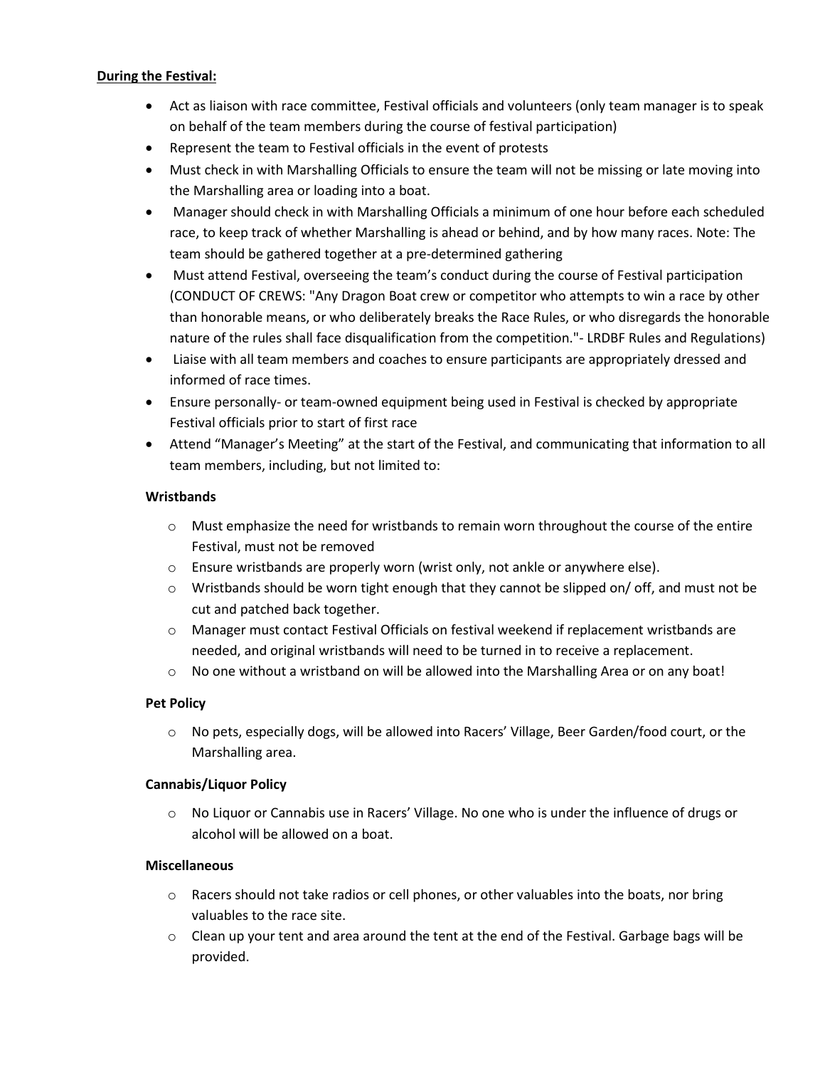**During the Festival:**

- Act as liaison with race committee, Festival officials and volunteers (only team manager is to speak on behalf of the team members during the course of festival participation)
- Represent the team to Festival officials in the event of protests
- Must check in with Marshalling Officials to ensure the team will not be missing or late moving into the Marshalling area or loading into a boat.
- Manager should check in with Marshalling Officials a minimum of one hour before each scheduled race, to keep track of whether Marshalling is ahead or behind, and by how many races. Note: The team should be gathered together at a pre-determined gathering
- Must attend Festival, overseeing the team's conduct during the course of Festival participation (CONDUCT OF CREWS: "Any Dragon Boat crew or competitor who attempts to win a race by other than honorable means, or who deliberately breaks the Race Rules, or who disregards the honorable nature of the rules shall face disqualification from the competition."- LRDBF Rules and Regulations)
- Liaise with all team members and coaches to ensure participants are appropriately dressed and informed of race times.
- Ensure personally- or team-owned equipment being used in Festival is checked by appropriate Festival officials prior to start of first race
- Attend "Manager's Meeting" at the start of the Festival, and communicating that information to all team members, including, but not limited to:

**Wristbands**

- Must emphasize the need for wristbands to remain worn throughout the course of the entire Festival, must not be removed
- Ensure wristbands are properly worn (wrist only, not ankle or anywhere else).
- Wristbands should be worn tight enough that they cannot be slipped on/ off, and must not be cut and patched back together.
- Manager must contact Festival Officials on festival weekend if replacement wristbands are needed, and original wristbands will need to be turned in to receive a replacement.
- No one without a wristband on will be allowed into the Marshalling Area or on any boat!

**Pet Policy**

- No pets, especially dogs, will be allowed into Racers' Village, Beer Garden/food court, or the Marshalling area.

**Cannabis/Liquor Policy**

- No Liquor or Cannabis use in Racers' Village. No one who is under the influence of drugs or alcohol will be allowed on a boat.

**Miscellaneous**

- Racers should not take radios or cell phones, or other valuables into the boats, nor bring valuables to the race site.
- Clean up your tent and area around the tent at the end of the Festival. Garbage bags will be provided.